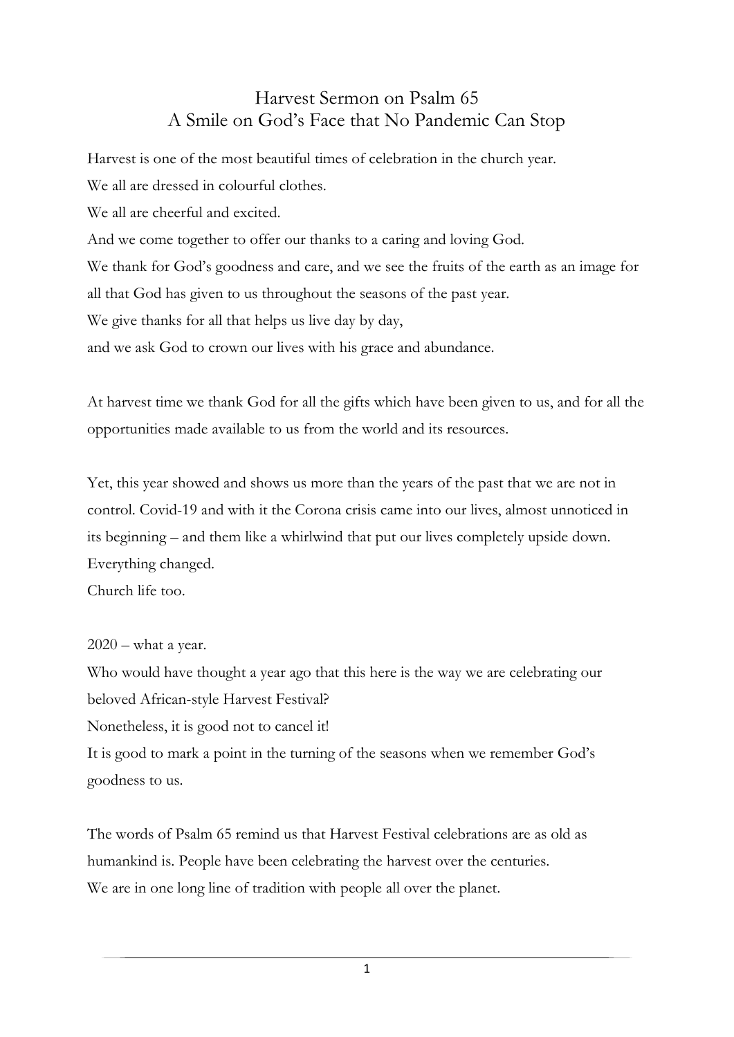# Harvest Sermon on Psalm 65
## A Smile on God's Face that No Pandemic Can Stop

Harvest is one of the most beautiful times of celebration in the church year.
We all are dressed in colourful clothes.
We all are cheerful and excited.
And we come together to offer our thanks to a caring and loving God.
We thank for God's goodness and care, and we see the fruits of the earth as an image for all that God has given to us throughout the seasons of the past year.
We give thanks for all that helps us live day by day,
and we ask God to crown our lives with his grace and abundance.

At harvest time we thank God for all the gifts which have been given to us, and for all the opportunities made available to us from the world and its resources.

Yet, this year showed and shows us more than the years of the past that we are not in control. Covid-19 and with it the Corona crisis came into our lives, almost unnoticed in its beginning – and them like a whirlwind that put our lives completely upside down.
Everything changed.
Church life too.

2020 – what a year.
Who would have thought a year ago that this here is the way we are celebrating our beloved African-style Harvest Festival?
Nonetheless, it is good not to cancel it!
It is good to mark a point in the turning of the seasons when we remember God's goodness to us.

The words of Psalm 65 remind us that Harvest Festival celebrations are as old as humankind is. People have been celebrating the harvest over the centuries.
We are in one long line of tradition with people all over the planet.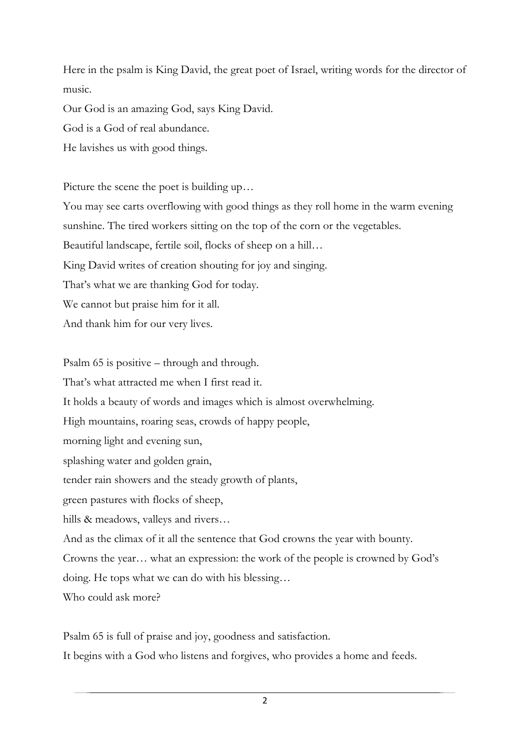Here in the psalm is King David, the great poet of Israel, writing words for the director of music.

Our God is an amazing God, says King David.

God is a God of real abundance.

He lavishes us with good things.

Picture the scene the poet is building up…

You may see carts overflowing with good things as they roll home in the warm evening sunshine. The tired workers sitting on the top of the corn or the vegetables.

Beautiful landscape, fertile soil, flocks of sheep on a hill…

King David writes of creation shouting for joy and singing.

That's what we are thanking God for today.

We cannot but praise him for it all.

And thank him for our very lives.

Psalm 65 is positive – through and through.

That's what attracted me when I first read it.

It holds a beauty of words and images which is almost overwhelming.

High mountains, roaring seas, crowds of happy people,

morning light and evening sun,

splashing water and golden grain,

tender rain showers and the steady growth of plants,

green pastures with flocks of sheep,

hills & meadows, valleys and rivers…

And as the climax of it all the sentence that God crowns the year with bounty.

Crowns the year… what an expression: the work of the people is crowned by God's doing. He tops what we can do with his blessing…

Who could ask more?

Psalm 65 is full of praise and joy, goodness and satisfaction.

It begins with a God who listens and forgives, who provides a home and feeds.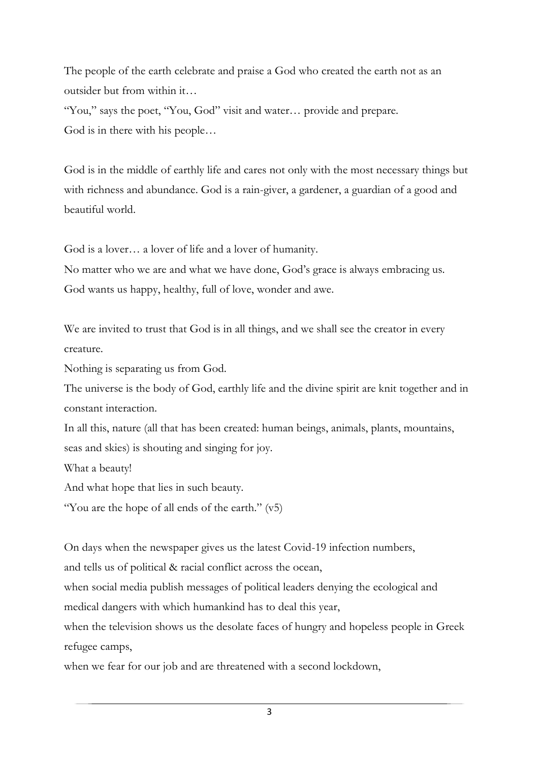The people of the earth celebrate and praise a God who created the earth not as an outsider but from within it…

"You," says the poet, "You, God" visit and water… provide and prepare.

God is in there with his people…

God is in the middle of earthly life and cares not only with the most necessary things but with richness and abundance. God is a rain-giver, a gardener, a guardian of a good and beautiful world.

God is a lover… a lover of life and a lover of humanity.

No matter who we are and what we have done, God's grace is always embracing us.

God wants us happy, healthy, full of love, wonder and awe.

We are invited to trust that God is in all things, and we shall see the creator in every creature.

Nothing is separating us from God.

The universe is the body of God, earthly life and the divine spirit are knit together and in constant interaction.

In all this, nature (all that has been created: human beings, animals, plants, mountains, seas and skies) is shouting and singing for joy.

What a beauty!

And what hope that lies in such beauty.

"You are the hope of all ends of the earth." (v5)

On days when the newspaper gives us the latest Covid-19 infection numbers,

and tells us of political & racial conflict across the ocean,

when social media publish messages of political leaders denying the ecological and medical dangers with which humankind has to deal this year,

when the television shows us the desolate faces of hungry and hopeless people in Greek refugee camps,

when we fear for our job and are threatened with a second lockdown,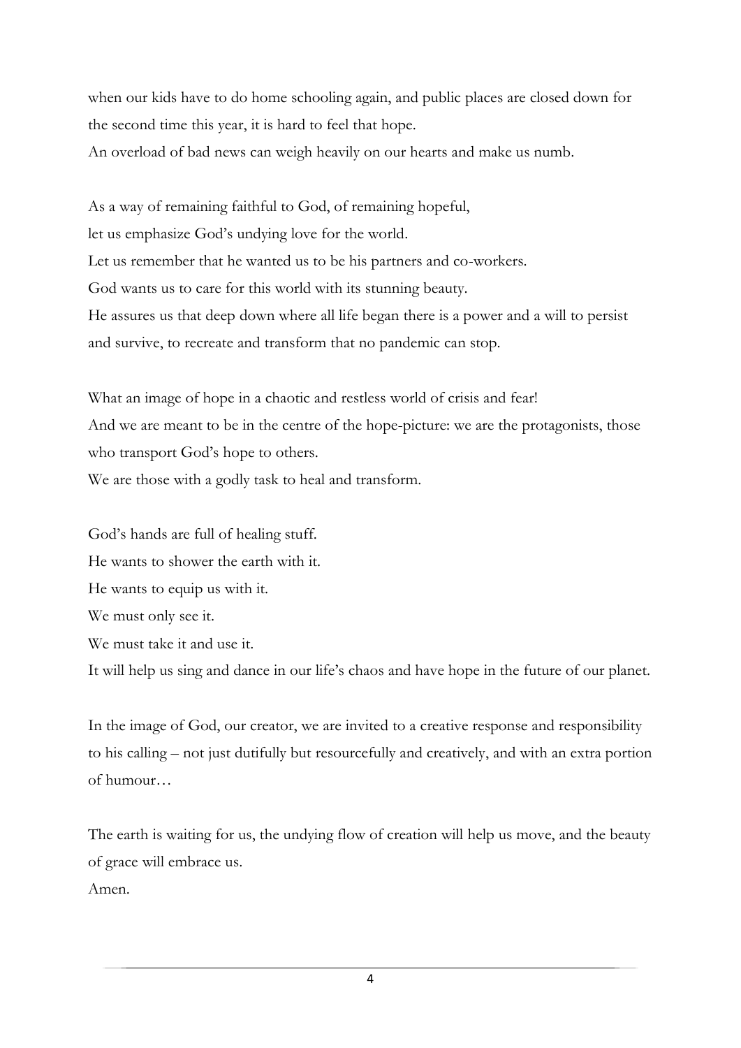when our kids have to do home schooling again, and public places are closed down for the second time this year, it is hard to feel that hope.
An overload of bad news can weigh heavily on our hearts and make us numb.

As a way of remaining faithful to God, of remaining hopeful,
let us emphasize God's undying love for the world.
Let us remember that he wanted us to be his partners and co-workers.
God wants us to care for this world with its stunning beauty.
He assures us that deep down where all life began there is a power and a will to persist and survive, to recreate and transform that no pandemic can stop.

What an image of hope in a chaotic and restless world of crisis and fear!
And we are meant to be in the centre of the hope-picture: we are the protagonists, those who transport God's hope to others.
We are those with a godly task to heal and transform.

God's hands are full of healing stuff.
He wants to shower the earth with it.
He wants to equip us with it.
We must only see it.
We must take it and use it.
It will help us sing and dance in our life's chaos and have hope in the future of our planet.

In the image of God, our creator, we are invited to a creative response and responsibility to his calling – not just dutifully but resourcefully and creatively, and with an extra portion of humour…

The earth is waiting for us, the undying flow of creation will help us move, and the beauty of grace will embrace us.
Amen.